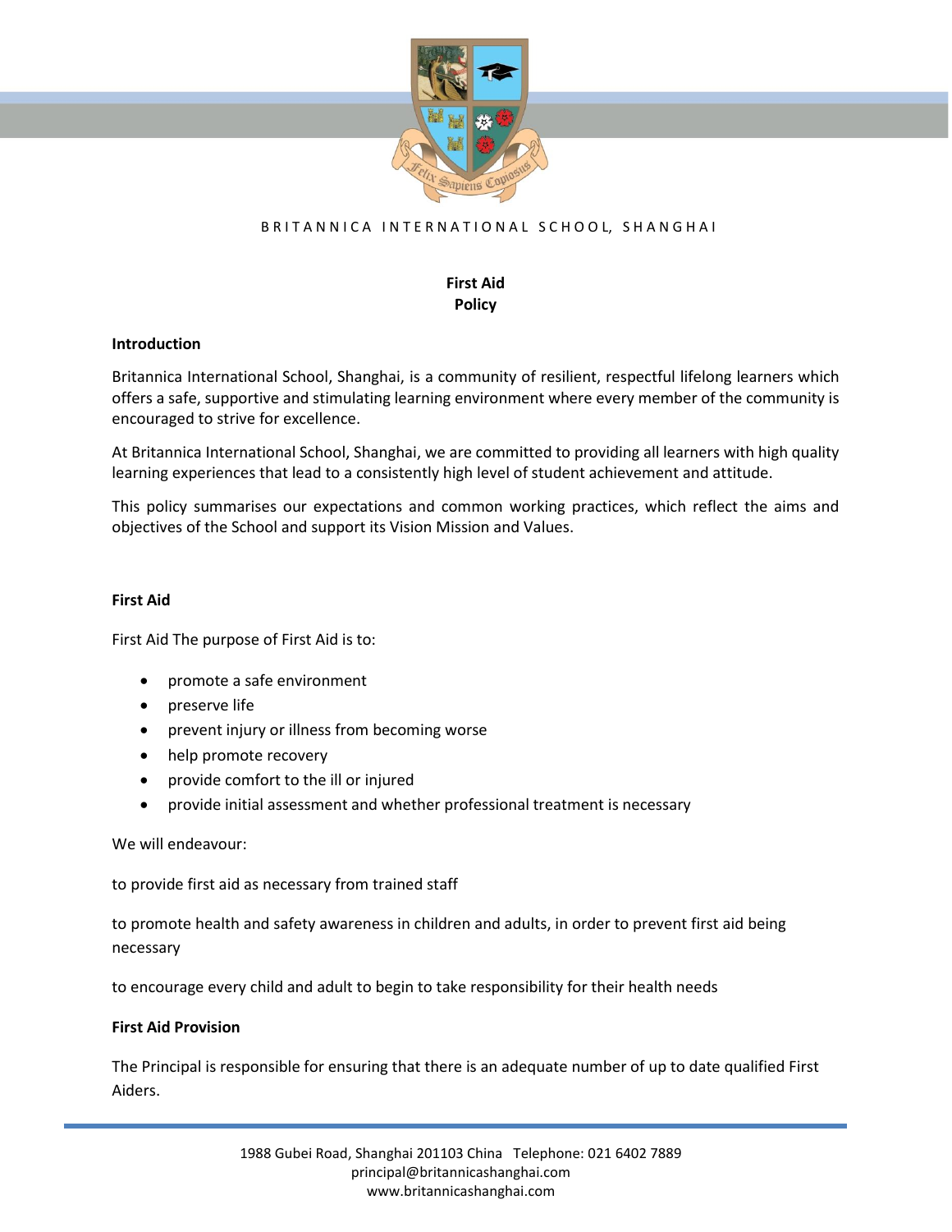BRITANNICA INTERNATIONAL SCHOOL, SHANGHAI

# First Aid Policy

## Introduction

Britannica International School, Shanghai, is a community of resilient, respectful lifelong learners which offers a safe, supportive and stimulating learning environment where every member of the community is encouraged to strive for excellence.

At Britannica International School, Shanghai, we are committed to providing all learners with high quality learning experiences that lead to a consistently high level of student achievement and attitude.

This policy summarises our expectations and common working practices, which reflect the aims and objectives of the School and support its Vision Mission and Values.

## First Aid

First Aid The purpose of First Aid is to:

- promote a safe environment
- preserve life
- prevent injury or illness from becoming worse
- help promote recovery
- provide comfort to the ill or injured
- provide initial assessment and whether professional treatment is necessary

We will endeavour:

to provide first aid as necessary from trained staff

to promote health and safety awareness in children and adults, in order to prevent first aid being necessary

to encourage every child and adult to begin to take responsibility for their health needs

## First Aid Provision

The Principal is responsible for ensuring that there is an adequate number of up to date qualified First Aiders.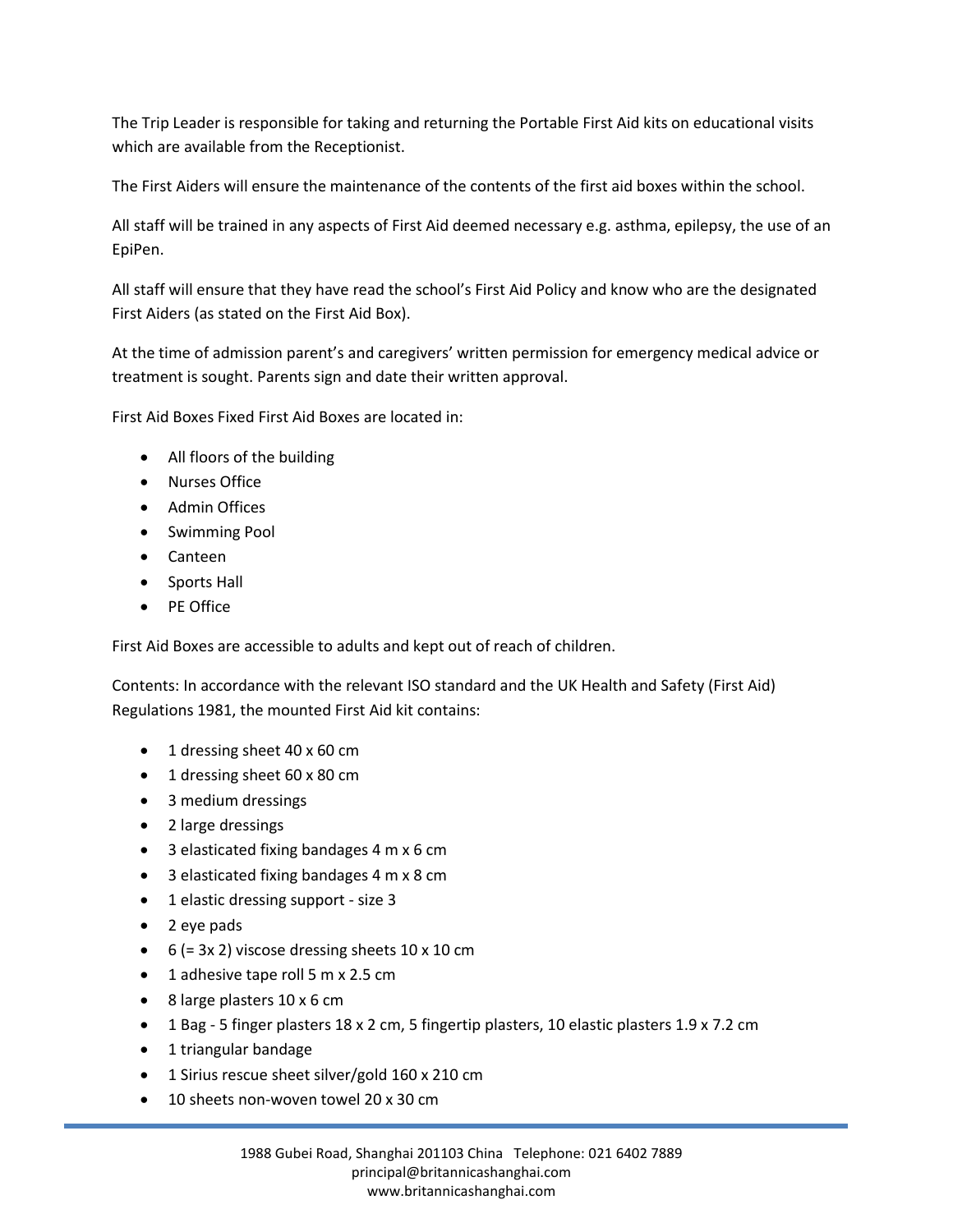The Trip Leader is responsible for taking and returning the Portable First Aid kits on educational visits which are available from the Receptionist.

The First Aiders will ensure the maintenance of the contents of the first aid boxes within the school.

All staff will be trained in any aspects of First Aid deemed necessary e.g. asthma, epilepsy, the use of an EpiPen.

All staff will ensure that they have read the school's First Aid Policy and know who are the designated First Aiders (as stated on the First Aid Box).

At the time of admission parent's and caregivers' written permission for emergency medical advice or treatment is sought. Parents sign and date their written approval.

First Aid Boxes Fixed First Aid Boxes are located in:

- All floors of the building
- Nurses Office
- Admin Offices
- Swimming Pool
- Canteen
- Sports Hall
- PE Office

First Aid Boxes are accessible to adults and kept out of reach of children.

Contents: In accordance with the relevant ISO standard and the UK Health and Safety (First Aid) Regulations 1981, the mounted First Aid kit contains:

- 1 dressing sheet 40 x 60 cm
- 1 dressing sheet 60 x 80 cm
- 3 medium dressings
- 2 large dressings
- 3 elasticated fixing bandages 4 m x 6 cm
- 3 elasticated fixing bandages 4 m x 8 cm
- 1 elastic dressing support - size 3
- 2 eye pads
- 6 (= 3x 2) viscose dressing sheets 10 x 10 cm
- 1 adhesive tape roll 5 m x 2.5 cm
- 8 large plasters 10 x 6 cm
- 1 Bag - 5 finger plasters 18 x 2 cm, 5 fingertip plasters, 10 elastic plasters 1.9 x 7.2 cm
- 1 triangular bandage
- 1 Sirius rescue sheet silver/gold 160 x 210 cm
- 10 sheets non-woven towel 20 x 30 cm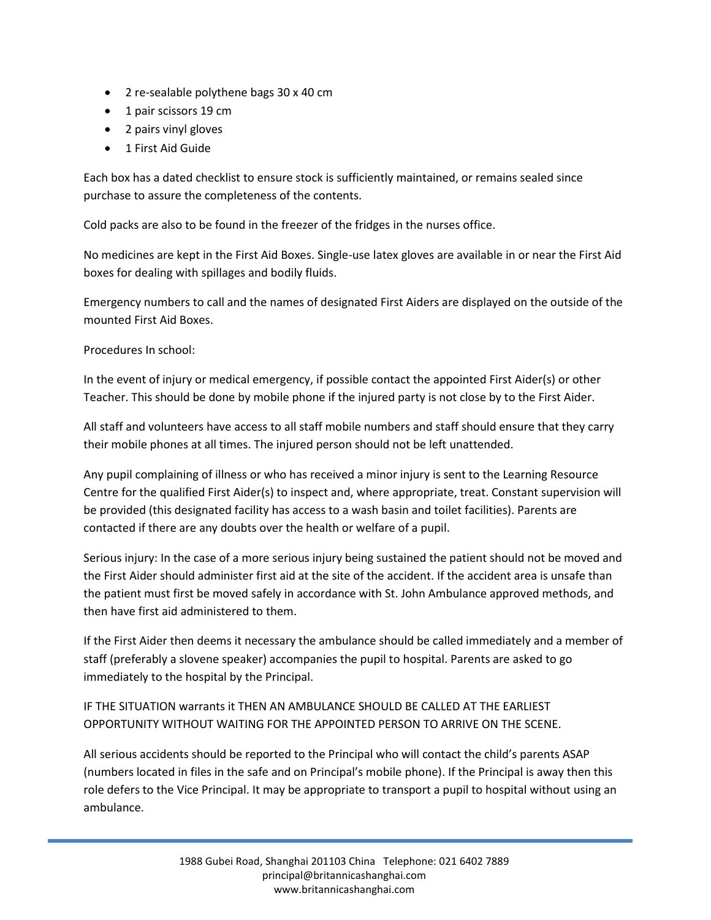- 2 re-sealable polythene bags 30 x 40 cm
- 1 pair scissors 19 cm
- 2 pairs vinyl gloves
- 1 First Aid Guide

Each box has a dated checklist to ensure stock is sufficiently maintained, or remains sealed since purchase to assure the completeness of the contents.

Cold packs are also to be found in the freezer of the fridges in the nurses office.

No medicines are kept in the First Aid Boxes. Single-use latex gloves are available in or near the First Aid boxes for dealing with spillages and bodily fluids.

Emergency numbers to call and the names of designated First Aiders are displayed on the outside of the mounted First Aid Boxes.

Procedures In school:

In the event of injury or medical emergency, if possible contact the appointed First Aider(s) or other Teacher. This should be done by mobile phone if the injured party is not close by to the First Aider.

All staff and volunteers have access to all staff mobile numbers and staff should ensure that they carry their mobile phones at all times. The injured person should not be left unattended.

Any pupil complaining of illness or who has received a minor injury is sent to the Learning Resource Centre for the qualified First Aider(s) to inspect and, where appropriate, treat. Constant supervision will be provided (this designated facility has access to a wash basin and toilet facilities). Parents are contacted if there are any doubts over the health or welfare of a pupil.

Serious injury: In the case of a more serious injury being sustained the patient should not be moved and the First Aider should administer first aid at the site of the accident. If the accident area is unsafe than the patient must first be moved safely in accordance with St. John Ambulance approved methods, and then have first aid administered to them.

If the First Aider then deems it necessary the ambulance should be called immediately and a member of staff (preferably a slovene speaker) accompanies the pupil to hospital. Parents are asked to go immediately to the hospital by the Principal.

IF THE SITUATION warrants it THEN AN AMBULANCE SHOULD BE CALLED AT THE EARLIEST OPPORTUNITY WITHOUT WAITING FOR THE APPOINTED PERSON TO ARRIVE ON THE SCENE.

All serious accidents should be reported to the Principal who will contact the child's parents ASAP (numbers located in files in the safe and on Principal's mobile phone). If the Principal is away then this role defers to the Vice Principal. It may be appropriate to transport a pupil to hospital without using an ambulance.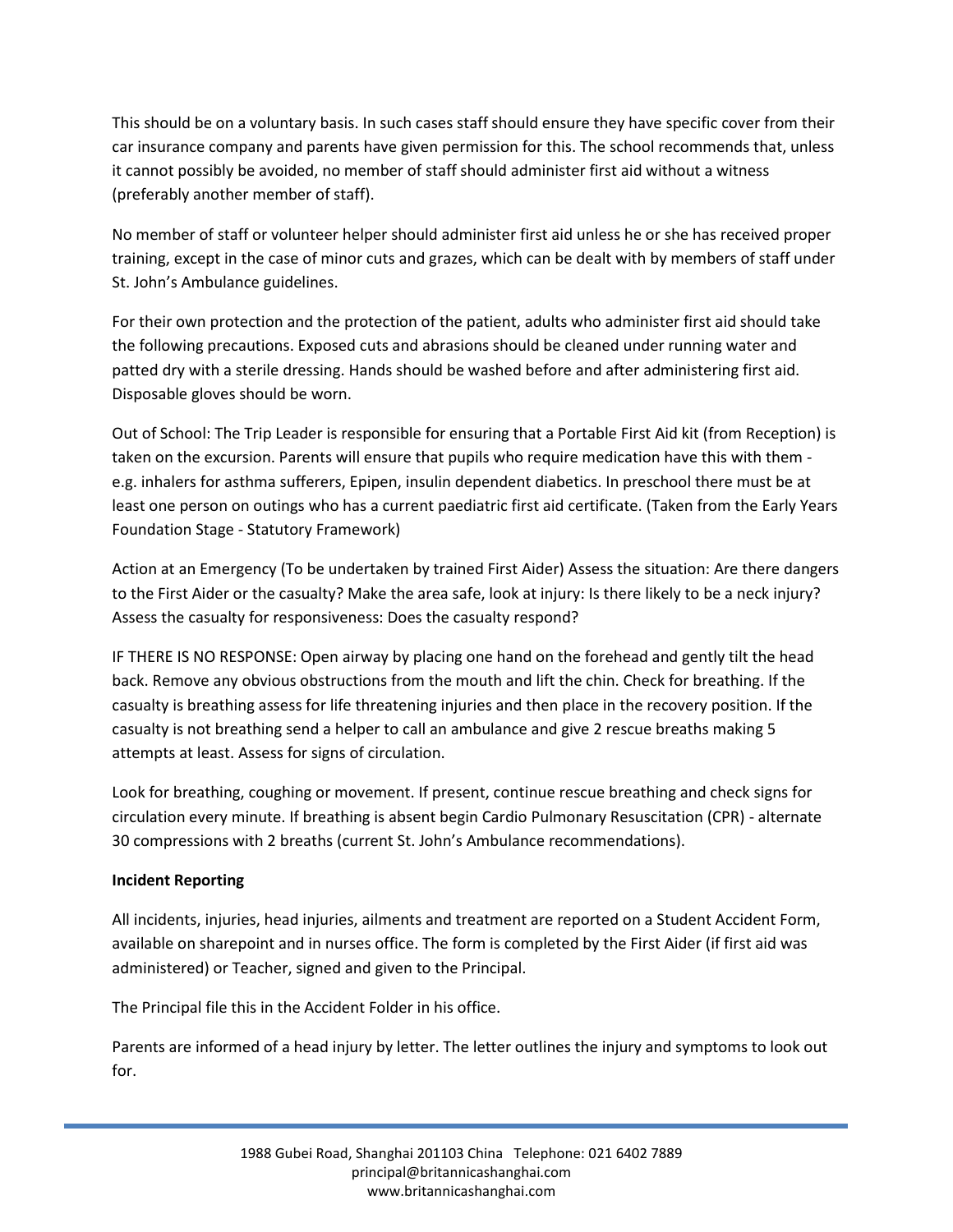This should be on a voluntary basis. In such cases staff should ensure they have specific cover from their car insurance company and parents have given permission for this. The school recommends that, unless it cannot possibly be avoided, no member of staff should administer first aid without a witness (preferably another member of staff).

No member of staff or volunteer helper should administer first aid unless he or she has received proper training, except in the case of minor cuts and grazes, which can be dealt with by members of staff under St. John's Ambulance guidelines.

For their own protection and the protection of the patient, adults who administer first aid should take the following precautions. Exposed cuts and abrasions should be cleaned under running water and patted dry with a sterile dressing. Hands should be washed before and after administering first aid. Disposable gloves should be worn.

Out of School: The Trip Leader is responsible for ensuring that a Portable First Aid kit (from Reception) is taken on the excursion. Parents will ensure that pupils who require medication have this with them - e.g. inhalers for asthma sufferers, Epipen, insulin dependent diabetics. In preschool there must be at least one person on outings who has a current paediatric first aid certificate. (Taken from the Early Years Foundation Stage - Statutory Framework)

Action at an Emergency (To be undertaken by trained First Aider) Assess the situation: Are there dangers to the First Aider or the casualty? Make the area safe, look at injury: Is there likely to be a neck injury? Assess the casualty for responsiveness: Does the casualty respond?

IF THERE IS NO RESPONSE: Open airway by placing one hand on the forehead and gently tilt the head back. Remove any obvious obstructions from the mouth and lift the chin. Check for breathing. If the casualty is breathing assess for life threatening injuries and then place in the recovery position. If the casualty is not breathing send a helper to call an ambulance and give 2 rescue breaths making 5 attempts at least. Assess for signs of circulation.

Look for breathing, coughing or movement. If present, continue rescue breathing and check signs for circulation every minute. If breathing is absent begin Cardio Pulmonary Resuscitation (CPR) - alternate 30 compressions with 2 breaths (current St. John's Ambulance recommendations).

**Incident Reporting**

All incidents, injuries, head injuries, ailments and treatment are reported on a Student Accident Form, available on sharepoint and in nurses office. The form is completed by the First Aider (if first aid was administered) or Teacher, signed and given to the Principal.

The Principal file this in the Accident Folder in his office.

Parents are informed of a head injury by letter. The letter outlines the injury and symptoms to look out for.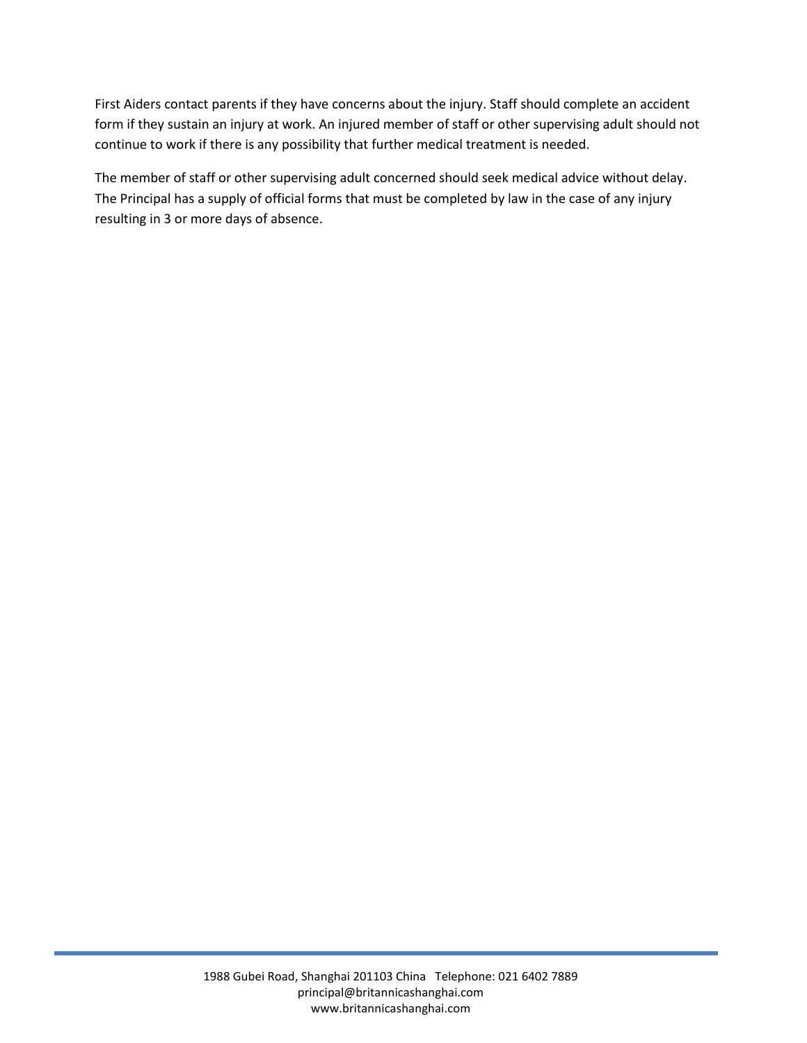First Aiders contact parents if they have concerns about the injury. Staff should complete an accident form if they sustain an injury at work. An injured member of staff or other supervising adult should not continue to work if there is any possibility that further medical treatment is needed.

The member of staff or other supervising adult concerned should seek medical advice without delay. The Principal has a supply of official forms that must be completed by law in the case of any injury resulting in 3 or more days of absence.